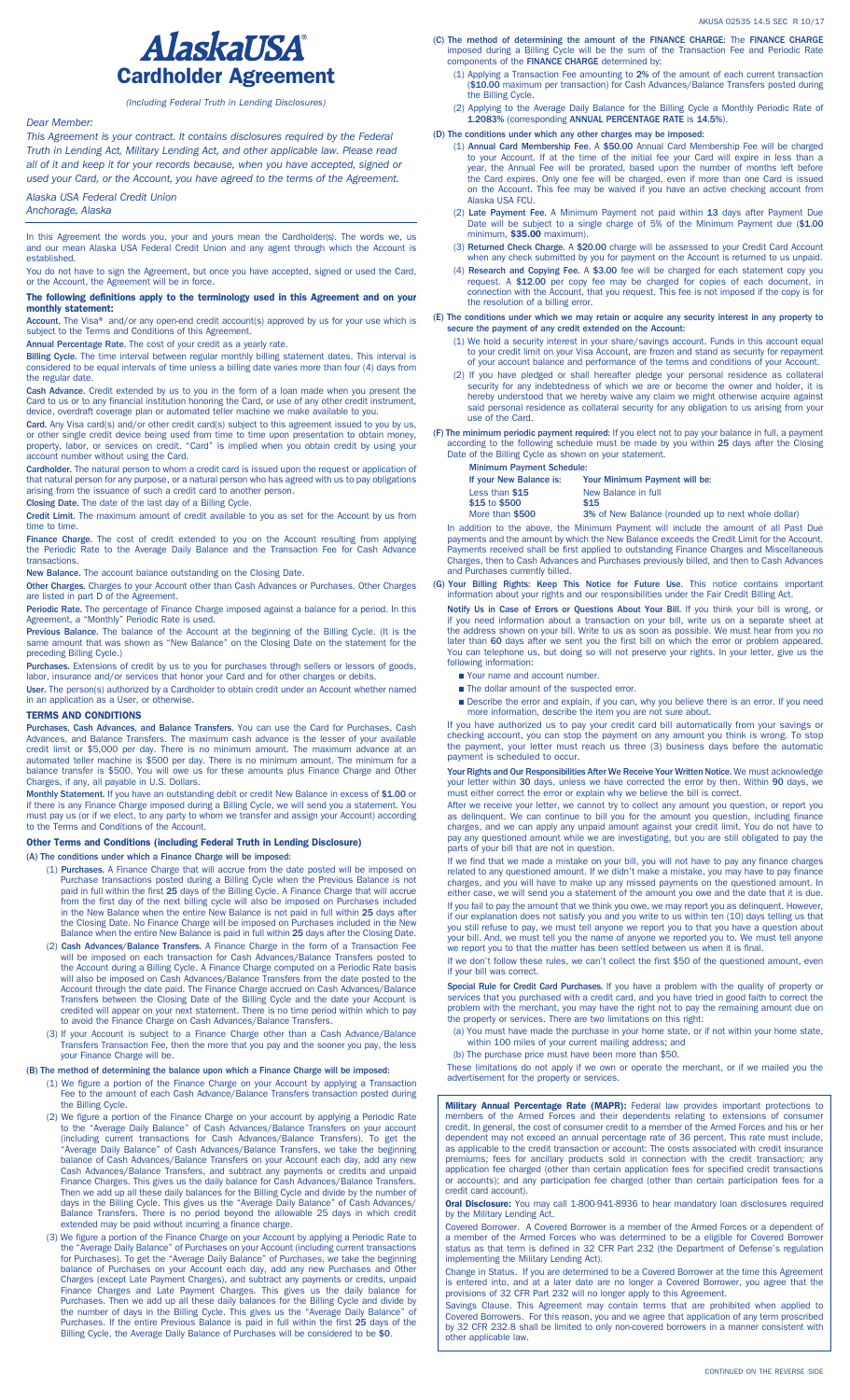AKUSA 02535 14.5 SEC R 10/17

# AlaskaUSA® Cardholder Agreement

*(Including Federal Truth in Lending Disclosures)*

*Dear Member:*

*This Agreement is your contract. It contains disclosures required by the Federal Truth in Lending Act, Military Lending Act, and other applicable law. Please read all of it and keep it for your records because, when you have accepted, signed or used your Card, or the Account, you have agreed to the terms of the Agreement.*

*Alaska USA Federal Credit Union*
*Anchorage, Alaska*

In this Agreement the words you, your and yours mean the Cardholder(s). The words we, us and our mean Alaska USA Federal Credit Union and any agent through which the Account is established.

You do not have to sign the Agreement, but once you have accepted, signed or used the Card, or the Account, the Agreement will be in force.

**The following definitions apply to the terminology used in this Agreement and on your monthly statement:**

**Account.** The Visa® and/or any open-end credit account(s) approved by us for your use which is subject to the Terms and Conditions of this Agreement.

**Annual Percentage Rate.** The cost of your credit as a yearly rate.

**Billing Cycle.** The time interval between regular monthly billing statement dates. This interval is considered to be equal intervals of time unless a billing date varies more than four (4) days from the regular date.

**Cash Advance.** Credit extended by us to you in the form of a loan made when you present the Card to us or to any financial institution honoring the Card, or use of any other credit instrument, device, overdraft coverage plan or automated teller machine we make available to you.

**Card.** Any Visa card(s) and/or other credit card(s) subject to this agreement issued to you by us, or other single credit device being used from time to time upon presentation to obtain money, property, labor, or services on credit. "Card" is implied when you obtain credit by using your account number without using the Card.

**Cardholder.** The natural person to whom a credit card is issued upon the request or application of that natural person for any purpose, or a natural person who has agreed with us to pay obligations arising from the issuance of such a credit card to another person.

**Closing Date.** The date of the last day of a Billing Cycle.

**Credit Limit.** The maximum amount of credit available to you as set for the Account by us from time to time.

**Finance Charge.** The cost of credit extended to you on the Account resulting from applying the Periodic Rate to the Average Daily Balance and the Transaction Fee for Cash Advance transactions.

**New Balance.** The account balance outstanding on the Closing Date.

**Other Charges.** Charges to your Account other than Cash Advances or Purchases. Other Charges are listed in part D of the Agreement.

**Periodic Rate.** The percentage of Finance Charge imposed against a balance for a period. In this Agreement, a "Monthly" Periodic Rate is used.

**Previous Balance.** The balance of the Account at the beginning of the Billing Cycle. (It is the same amount that was shown as "New Balance" on the Closing Date on the statement for the preceding Billing Cycle.)

**Purchases.** Extensions of credit by us to you for purchases through sellers or lessors of goods, labor, insurance and/or services that honor your Card and for other charges or debits.

**User.** The person(s) authorized by a Cardholder to obtain credit under an Account whether named in an application as a User, or otherwise.

## TERMS AND CONDITIONS

**Purchases, Cash Advances, and Balance Transfers.** You can use the Card for Purchases, Cash Advances, and Balance Transfers. The maximum cash advance is the lesser of your available credit limit or $5,000 per day. There is no minimum amount. The maximum advance at an automated teller machine is $500 per day. There is no minimum amount. The minimum for a balance transfer is $500. You will owe us for these amounts plus Finance Charge and Other Charges, if any, all payable in U.S. Dollars.

**Monthly Statement.** If you have an outstanding debit or credit New Balance in excess of **$1.00** or if there is any Finance Charge imposed during a Billing Cycle, we will send you a statement. You must pay us (or if we elect, to any party to whom we transfer and assign your Account) according to the Terms and Conditions of the Account.

### Other Terms and Conditions (including Federal Truth in Lending Disclosure)

**(A) The conditions under which a Finance Charge will be imposed:**

(1) **Purchases.** A Finance Charge that will accrue from the date posted will be imposed on Purchase transactions posted during a Billing Cycle when the Previous Balance is not paid in full within the first **25** days of the Billing Cycle. A Finance Charge that will accrue from the first day of the next billing cycle will also be imposed on Purchases included in the New Balance when the entire New Balance is not paid in full within **25** days after the Closing Date. No Finance Charge will be imposed on Purchases included in the New Balance when the entire New Balance is paid in full within **25** days after the Closing Date.

(2) **Cash Advances/Balance Transfers.** A Finance Charge in the form of a Transaction Fee will be imposed on each transaction for Cash Advances/Balance Transfers posted to the Account during a Billing Cycle. A Finance Charge computed on a Periodic Rate basis will also be imposed on Cash Advances/Balance Transfers from the date posted to the Account through the date paid. The Finance Charge accrued on Cash Advances/Balance Transfers between the Closing Date of the Billing Cycle and the date your Account is credited will appear on your next statement. There is no time period within which to pay to avoid the Finance Charge on Cash Advances/Balance Transfers.

(3) If your Account is subject to a Finance Charge other than a Cash Advance/Balance Transfers Transaction Fee, then the more that you pay and the sooner you pay, the less your Finance Charge will be.

**(B) The method of determining the balance upon which a Finance Charge will be imposed:**

(1) We figure a portion of the Finance Charge on your Account by applying a Transaction Fee to the amount of each Cash Advance/Balance Transfers transaction posted during the Billing Cycle.

(2) We figure a portion of the Finance Charge on your account by applying a Periodic Rate to the "Average Daily Balance" of Cash Advances/Balance Transfers on your account (including current transactions for Cash Advances/Balance Transfers). To get the "Average Daily Balance" of Cash Advances/Balance Transfers, we take the beginning balance of Cash Advances/Balance Transfers on your Account each day, add any new Cash Advances/Balance Transfers, and subtract any payments or credits and unpaid Finance Charges. This gives us the daily balance for Cash Advances/Balance Transfers. Then we add up all these daily balances for the Billing Cycle and divide by the number of days in the Billing Cycle. This gives us the "Average Daily Balance" of Cash Advances/Balance Transfers. There is no period beyond the allowable 25 days in which credit extended may be paid without incurring a finance charge.

(3) We figure a portion of the Finance Charge on your Account by applying a Periodic Rate to the "Average Daily Balance" of Purchases on your Account (including current transactions for Purchases). To get the "Average Daily Balance" of Purchases, we take the beginning balance of Purchases on your Account each day, add any new Purchases and Other Charges (except Late Payment Charges), and subtract any payments or credits, unpaid Finance Charges and Late Payment Charges. This gives us the daily balance for Purchases. Then we add up all these daily balances for the Billing Cycle and divide by the number of days in the Billing Cycle. This gives us the "Average Daily Balance" of Purchases. If the entire Previous Balance is paid in full within the first **25** days of the Billing Cycle, the Average Daily Balance of Purchases will be considered to be **$0**.

**(C) The method of determining the amount of the FINANCE CHARGE:** The **FINANCE CHARGE** imposed during a Billing Cycle will be the sum of the Transaction Fee and Periodic Rate components of the **FINANCE CHARGE** determined by:

(1) Applying a Transaction Fee amounting to **2%** of the amount of each current transaction (**$10.00** maximum per transaction) for Cash Advances/Balance Transfers posted during the Billing Cycle.

(2) Applying to the Average Daily Balance for the Billing Cycle a Monthly Periodic Rate of **1.2083%** (corresponding **ANNUAL PERCENTAGE RATE** is **14.5%**).

**(D) The conditions under which other charges may be imposed:**

(1) **Annual Card Membership Fee.** A **$50.00** Annual Card Membership Fee will be charged to your Account. If at the time of the initial fee your Card will expire in less than a year, the Annual Fee will be prorated, based upon the number of months left before the Card expires. Only one fee will be charged, even if more than one Card is issued on the Account. This fee may be waived if you have an active checking account from Alaska USA FCU.

(2) **Late Payment Fee.** A Minimum Payment not paid within **13** days after Payment Due Date will be subject to a single charge of 5% of the Minimum Payment due (**$1.00** minimum, **$35.00** maximum).

(3) **Returned Check Charge.** A **$20.00** charge will be assessed to your Credit Card Account when any check submitted by you for payment on the Account is returned to us unpaid.

(4) **Research and Copying Fee.** A **$3.00** fee will be charged for each statement copy you request. A **$12.00** per copy fee may be charged for copies of each document, in connection with the Account, that you request. This fee is not imposed if the copy is for the resolution of a billing error.

**(E) The conditions under which we may retain or acquire any security interest in any property to secure the payment of any credit extended on the Account:**

(1) We hold a security interest in your share/savings account. Funds in this account equal to your credit limit on your Visa Account, are frozen and stand as security for repayment of your account balance and performance of the terms and conditions of your Account.

(2) If you have pledged or shall hereafter pledge your personal residence as collateral security for any indebtedness of which we are or become the owner and holder, it is hereby understood that we hereby waive any claim we might otherwise acquire against said personal residence as collateral security for any obligation to us arising from your use of the Card.

**(F) The minimum periodic payment required:** If you elect not to pay your balance in full, a payment according to the following schedule must be made by you within **25** days after the Closing Date of the Billing Cycle as shown on your statement.

**Minimum Payment Schedule:**

| If your New Balance is: | Your Minimum Payment will be: |
|---|---|
| Less than **$15** | New Balance in full |
| **$15** to **$500** | **$15** |
| More than **$500** | **3%** of New Balance (rounded up to next whole dollar) |

In addition to the above, the Minimum Payment will include the amount of all Past Due payments and the amount by which the New Balance exceeds the Credit Limit for the Account. Payments received shall be first applied to outstanding Finance Charges and Miscellaneous Charges, then to Cash Advances and Purchases previously billed, and then to Cash Advances and Purchases currently billed.

**(G) Your Billing Rights: Keep This Notice for Future Use.** This notice contains important information about your rights and our responsibilities under the Fair Credit Billing Act.

**Notify Us in Case of Errors or Questions About Your Bill.** If you think your bill is wrong, or if you need information about a transaction on your bill, write us on a separate sheet at the address shown on your bill. Write to us as soon as possible. We must hear from you no later than **60** days after we sent you the first bill on which the error or problem appeared. You can telephone us, but doing so will not preserve your rights. In your letter, give us the following information:

- Your name and account number.
- The dollar amount of the suspected error.
- Describe the error and explain, if you can, why you believe there is an error. If you need more information, describe the item you are not sure about.

If you have authorized us to pay your credit card bill automatically from your savings or checking account, you can stop the payment on any amount you think is wrong. To stop the payment, your letter must reach us three (3) business days before the automatic payment is scheduled to occur.

**Your Rights and Our Responsibilities After We Receive Your Written Notice.** We must acknowledge your letter within **30** days, unless we have corrected the error by then. Within **90** days, we must either correct the error or explain why we believe the bill is correct.

After we receive your letter, we cannot try to collect any amount you question, or report you as delinquent. We can continue to bill you for the amount you question, including finance charges, and we can apply any unpaid amount against your credit limit. You do not have to pay any questioned amount while we are investigating, but you are still obligated to pay the parts of your bill that are not in question.

If we find that we made a mistake on your bill, you will not have to pay any finance charges related to any questioned amount. If we didn't make a mistake, you may have to pay finance charges, and you will have to make up any missed payments on the questioned amount. In either case, we will send you a statement of the amount you owe and the date that it is due.

If you fail to pay the amount that we think you owe, we may report you as delinquent. However, if our explanation does not satisfy you and you write to us within ten (10) days telling us that you still refuse to pay, we must tell anyone we report you to that you have a question about your bill. And, we must tell you the name of anyone we reported you to. We must tell anyone we report you to that the matter has been settled between us when it is final.

If we don't follow these rules, we can't collect the first $50 of the questioned amount, even if your bill was correct.

**Special Rule for Credit Card Purchases.** If you have a problem with the quality of property or services that you purchased with a credit card, and you have tried in good faith to correct the problem with the merchant, you may have the right not to pay the remaining amount due on the property or services. There are two limitations on this right:

(a) You must have made the purchase in your home state, or if not within your home state, within 100 miles of your current mailing address; and

(b) The purchase price must have been more than $50.

These limitations do not apply if we own or operate the merchant, or if we mailed you the advertisement for the property or services.

**Military Annual Percentage Rate (MAPR):** Federal law provides important protections to members of the Armed Forces and their dependents relating to extensions of consumer credit. In general, the cost of consumer credit to a member of the Armed Forces and his or her dependent may not exceed an annual percentage rate of 36 percent. This rate must include, as applicable to the credit transaction or account: The costs associated with credit insurance premiums; fees for ancillary products sold in connection with the credit transaction; any application fee charged (other than certain application fees for specified credit transactions or accounts); and any participation fee charged (other than certain participation fees for a credit card account).

**Oral Disclosure:** You may call 1-800-941-8936 to hear mandatory loan disclosures required by the Military Lending Act.

Covered Borrower. A Covered Borrower is a member of the Armed Forces or a dependent of a member of the Armed Forces who was determined to be a eligible for Covered Borrower status as that term is defined in 32 CFR Part 232 (the Department of Defense's regulation implementing the Military Lending Act).

Change in Status. If you are determined to be a Covered Borrower at the time this Agreement is entered into, and at a later date are no longer a Covered Borrower, you agree that the provisions of 32 CFR Part 232 will no longer apply to this Agreement.

Savings Clause. This Agreement may contain terms that are prohibited when applied to Covered Borrowers. For this reason, you and we agree that application of any term proscribed by 32 CFR 232.8 shall be limited to only non-covered borrowers in a manner consistent with other applicable law.

CONTINUED ON THE REVERSE SIDE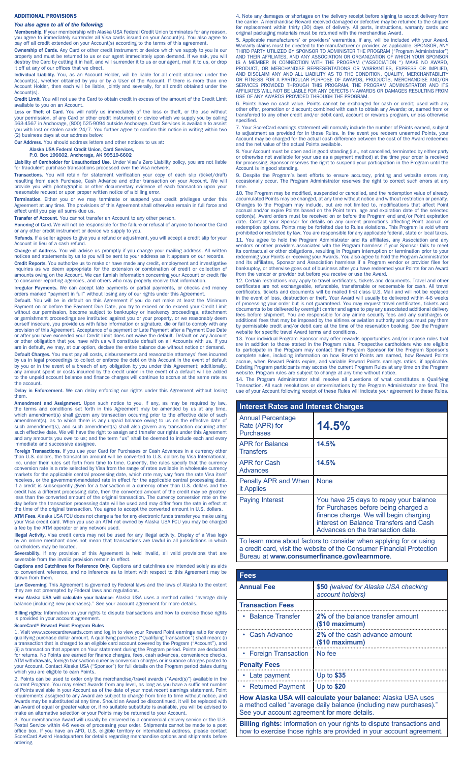## ADDITIONAL PROVISIONS

### *You also agree to all of the following:*

**Membership.** If your membership with Alaska USA Federal Credit Union terminates for any reason, you agree to immediately surrender all Visa cards issued on your Account(s). You also agree to pay off all credit extended on your Account(s) according to the terms of this agreement.

**Ownership of Cards.** Any Card or other credit instrument or device which we supply to you is our property and must be returned to us or our agent immediately upon demand. If we ask, you will destroy the Card by cutting it in half, and will surrender it to us or our agent, mail it to us, or drop it off at any of our offices that we direct.

**Individual Liability.** You, as an Account Holder, will be liable for all credit obtained under the Account(s), whether obtained by you or by a User of the Account. If there is more than one Account Holder, then each will be liable, jointly and severally, for all credit obtained under the Account(s).

**Credit Limit.** You will not use the Card to obtain credit in excess of the amount of the Credit Limit available to you on an Account.

**Loss or Theft of Card.** You will notify us immediately of the loss or theft, or the use without your permission, of any Card or other credit instrument or device which we supply you by calling 563-4567 in Anchorage, (800) 525-9094 outside Anchorage. Card Services is available to assist you with lost or stolen cards 24/7. You further agree to confirm this notice in writing within two (2) business days at our address below:

**Our Address.** You should address letters and other notices to us at:

**Alaska USA Federal Credit Union, Card Services,**
**P.O. Box 196602, Anchorage, AK 99519-6602**

**Liability of Cardholder for Unauthorized Use.** Under Visa's Zero Liability policy, you are not liable for fraudulent purchase transactions processed over the Visa network.

**Transactions.** You will retain for statement verification your copy of each slip (ticket/draft) resulting from each Purchase, Cash Advance and other transaction on your Account. We will provide you with photographic or other documentary evidence of each transaction upon your reasonable request or upon proper written notice of a billing error.

**Termination.** Either you or we may terminate or suspend your credit privileges under this Agreement at any time. The provisions of this Agreement shall otherwise remain in full force and effect until you pay all sums due us.

**Transfer of Account.** You cannot transfer an Account to any other person.

**Honoring of Card.** We will not be responsible for the failure or refusal of anyone to honor the Card or any other credit instrument or device we supply to you.

**Refunds.** If a seller agrees to give you a refund or adjustment, you will accept a credit slip for your Account in lieu of a cash refund.

**Change of Address.** You will advise us promptly if you change your mailing address. All written notices and statements by us to you will be sent to your address as it appears on our records.

**Credit Reports.** You authorize us to make or have made any credit, employment and investigative inquiries as we deem appropriate for the extension or combination of credit or collection of amounts owing on the Account. We can furnish information concerning your Account or credit file to consumer reporting agencies, and others who may properly receive that information.

**Irregular Payments.** We can accept late payments or partial payments, or checks and money orders marked "payment in full" without losing any of our rights under this Agreement.

**Default.** You will be in default on this Agreement if you do not make at least the Minimum Payment on or before the Payment Due Date, you try to exceed or do exceed your Credit Limit without our permission, become subject to bankruptcy or insolvency proceedings, attachment or garnishment proceedings are instituted against you or your property, or we reasonably deem ourself insecure, you provide us with false information or signature, die or fail to comply with any provision of this Agreement. Acceptance of a payment or Late Payment after a Payment Due Date or after you have exceeded your Credit Limit does not waive the default. Default on any Account or other obligation that you have with us will constitute default on all Accounts with us. If you are in default, we may, at our option, declare the entire balance due without notice or demand.

**Default Charges.** You must pay all costs, disbursements and reasonable attorneys' fees incurred by us in legal proceedings to collect or enforce the debt on this Account in the event of default by you or in the event of a breach of any obligation by you under this Agreement; additionally, any amount spent or costs incurred by the credit union in the event of a default will be added to the unpaid account balance and finance charges will continue to accrue at the same rate as the account.

**Delay in Enforcement.** We can delay enforcing our rights under this Agreement without losing them.

**Amendment and Assignment.** Upon such notice to you, if any, as may be required by law, the terms and conditions set forth in this Agreement may be amended by us at any time, which amendment(s) shall govern any transaction occurring prior to the effective date of such amendment(s), as to which there is any unpaid balance owing to us on the effective date of such amendment(s), and such amendment(s) shall also govern any transaction occurring after such effective date. We will have the right to assign and transfer our rights under this Agreement and any amounts you owe to us; and the term "us" shall be deemed to include each and every immediate and successive assignee.

**Foreign Transactions.** If you use your Card for Purchases or Cash Advances in a currency other than U.S. dollars, the transaction amount will be converted to U.S. dollars by Visa International, Inc. under their rules set forth from time to time. Currently, the rules specify that the currency conversion rate is a rate selected by Visa from the range of rates available in wholesale currency markets for the applicable central processing date, which rate may vary from the rate Visa itself receives, or the government-mandated rate in effect for the applicable central processing date. If a credit is subsequently given for a transaction in a currency other than U.S. dollars and the credit has a different processing date, then the converted amount of the credit may be greater/less than the converted amount of the original transaction. The currency conversion rate on the day before the transaction processing date will be used and may differ from the rate in effect at the time of the original transaction. You agree to accept the converted amount in U.S. dollars.

**ATM Fees.** Alaska USA FCU does not charge a fee for any electronic funds transfer you make using your Visa credit card. When you use an ATM not owned by Alaska USA FCU you may be charged a fee by the ATM operator or any network used.

**Illegal Activity.** Visa credit cards may not be used for any illegal activity. Display of a Visa logo by an online merchant does not mean that transactions are lawful in all jurisdictions in which cardholders may be located.

**Severability.** If any provision of this Agreement is held invalid, all valid provisions that are severable from the invalid provision remain in effect.

**Captions and Catchlines for Reference Only.** Captions and catchlines are intended solely as aids to convenient reference, and no inference as to intent with respect to this Agreement may be drawn from them.

**Law Governing.** This Agreement is governed by Federal laws and the laws of Alaska to the extent they are not preempted by Federal laws and regulations.

**How Alaska USA will calculate your balance:** Alaska USA uses a method called "average daily balance (including new purchases)." See your account agreement for more details.

**Billing rights:** Information on your rights to dispute transactions and how to exercise those rights is provided in your account agreement.

### ScoreCard® Reward Point Program Rules

1. Visit www.scorecardrewards.com and log in to view your Reward Point earnings ratio for every qualifying purchase dollar amount. A qualifying purchase ("Qualifying Transaction") shall mean: (i) a transaction that is charged to an eligible card account covered by the Program ("Account"), and (ii) a transaction that appears on Your statement during the Program period. Points are deducted for returns. No Points are earned for finance charges, fees, cash advances, convenience checks, ATM withdrawals, foreign transaction currency conversion charges or insurance charges posted to your Account. Contact Alaska USA ("Sponsor") for full details on the Program period dates during which you are eligible to earn Points.

2. Points can be used to order only the merchandise/travel awards ("Award(s)") available in the current Program. You may select Awards from any level, as long as you have a sufficient number of Points available in your Account as of the date of your most recent earnings statement. Point requirements assigned to any Award are subject to change from time to time without notice, and Awards may be substituted at any time. Should an Award be discontinued, it will be replaced with an Award of equal or greater value or, if no suitable substitute is available, you will be advised to make an alternative selection or your Points may be returned to your Account.

3. Your merchandise Award will usually be delivered by a commercial delivery service or the U.S. Postal Service within 4-6 weeks of processing your order. Shipments cannot be made to a post office box. If you have an APO, U.S. eligible territory or international address, please contact ScoreCard Award Headquarters for details regarding merchandise options and shipments before ordering.

4. Note any damages or shortages on the delivery receipt before signing to accept delivery from the carrier. A merchandise Reward received damaged or defective may be returned to the shipper for replacement within thirty (30) days of delivery. All parts, instructions, warranty cards and original packaging materials must be returned with the merchandise Award.

5. Applicable manufacturers' or providers' warranties, if any, will be included with your Award. Warranty claims must be directed to the manufacturer or provider, as applicable. SPONSOR, ANY THIRD PARTY UTILIZED BY SPONSOR TO ADMINISTER THE PROGRAM ("Program Administrator") AND THEIR AFFILIATES, AND ANY ASSOCIATION OR ORGANIZATION OF WHICH YOUR SPONSOR IS A MEMBER IN CONNECTION WITH THE PROGRAM ("ASSOCIATION ") MAKE NO AWARD, PRODUCT, OR MERCHANDISE REPRESENTATIONS OR WARRANTIES, EXPRESS OR IMPLIED, AND DISCLAIM ANY AND ALL LIABILITY AS TO THE CONDITION, QUALITY, MERCHANTABILITY OR FITNESS FOR A PARTICULAR PURPOSE OF AWARDS, PRODUCTS, MERCHANDISE AND/OR SERVICES PROVIDED THROUGH THIS PROGRAM. THE PROGRAM ADMINISTRATOR AND ITS AFFILIATES WILL NOT BE LIABLE FOR ANY DEFECTS IN AWARDS OR DAMAGES RESULTING FROM USE OF ANY AWARDS PROVIDED THROUGH THE PROGRAM.

6. Points have no cash value. Points cannot be exchanged for cash or credit; used with any other offer, promotion or discount; combined with cash to obtain any Awards; or, earned from or transferred to any other credit and/or debit card, account or rewards program, unless otherwise specified.

7. Your ScoreCard earnings statement will normally include the number of Points earned, subject to adjustment as provided for in these Rules. In the event you redeem unearned Points, your Account may be charged for the actual cash difference between the cost of the Award redeemed and the net value of the actual Points available.

8. Your Account must be open and in good standing (i.e., not cancelled, terminated by either party or otherwise not available for your use as a payment method) at the time your order is received for processing. Sponsor reserves the right to suspend your participation in the Program until the Account is in good standing.

9. Despite the Program's best efforts to ensure accuracy, printing and website errors may occasionally occur. The Program Administrator reserves the right to correct such errors at any time.

10. The Program may be modified, suspended or cancelled, and the redemption value of already accumulated Points may be changed, at any time without notice and without restriction or penalty. Changes to the Program may include, but are not limited to, modifications that affect Point accrual and/or expire Points based on the Point term, age and expiration date of the selected option(s). Award orders must be received on or before the Program end and/or Point expiration date. Contact your Sponsor for details on any current promotions affecting Point accrual or redemption options. Points may be forfeited due to Rules violations. This Program is void where prohibited or restricted by law. You are responsible for any applicable federal, state or local taxes.

11. You agree to hold the Program Administrator and its affiliates, any Association and any vendors or other providers associated with the Program harmless if your Sponsor fails to meet its contractual or other obligations, resulting in Program interruption or termination prior to your redeeming your Points or receiving your Awards. You also agree to hold the Program Administrator and its affiliates, Sponsor and Association harmless if a Program vendor or provider files for bankruptcy, or otherwise goes out of business after you have redeemed your Points for an Award from the vendor or provider but before you receive or use the Award.

12. Certain restrictions may apply to travel certificates, tickets and documents. Travel and other certificates are not exchangeable, refundable, transferrable or redeemable for cash. All travel certificates, tickets and documents will be mailed first class U.S. Mail and will not be replaced in the event of loss, destruction or theft. Your Award will usually be delivered within 4-6 weeks of processing your order but is not guaranteed. You may request travel certificates, tickets and documents to be delivered by overnight carrier and agree to pay any associated additional delivery fees before shipment. You are responsible for any airline security fees and any surcharges or additional fees that may be imposed by the airlines or aviation authority and you must pay them by permissible credit and/or debit card at the time of the reservation booking. See the Program website for specific travel Award terms and conditions.

13. Your individual Program Sponsor may offer rewards opportunities and/or impose rules that are in addition to those stated in the Program rules. Prospective cardholders who are eligible to participate in the Program may contact their Program Sponsor for the Program Sponsor's complete rules, including information on how Reward Points are earned, how Reward Points accrue, when Reward Points expire, and variable Reward Points earnings ratios, if applicable. Existing Program participants may access the current Program Rules at any time on the Program website. Program rules are subject to change at any time without notice.

14. The Program Administrator shall resolve all questions of what constitutes a Qualifying Transaction. All such resolutions or determinations by the Program Administrator are final. The use of your Account following receipt of these Rules will indicate your agreement to these Rules.

| Interest Rates and Interest Charges | |
|---|---|
| Annual Percentage Rate (APR) for Purchases | **14.5%** |
| APR for Balance Transfers | **14.5%** |
| APR for Cash Advances | **14.5%** |
| Penalty APR and When it Applies | None |
| Paying Interest | You have 25 days to repay your balance for Purchases before being charged a finance charge. We will begin charging interest on Balance Transfers and Cash Advances on the transaction date. |

To learn more about factors to consider when applying for or using a credit card, visit the website of the Consumer Financial Protection Bureau at **www.consumerfinance.gov/learnmore**.

| Fees | |
|---|---|
| **Annual Fee** | **$50** *(waived for Alaska USA checking account holders)* |
| **Transaction Fees** | |
| • Balance Transfer | **2%** of the balance transfer amount **($10 maximum)** |
| • Cash Advance | **2%** of the cash advance amount **($10 maximum)** |
| • Foreign Transaction | No fee |
| **Penalty Fees** | |
| • Late payment | Up to **$35** |
| • Returned Payment | Up to **$20** |

**How Alaska USA will calculate your balance:** Alaska USA uses a method called "average daily balance (including new purchases)." See your account agreement for more details.

**Billing rights:** Information on your rights to dispute transactions and how to exercise those rights are provided in your account agreement.